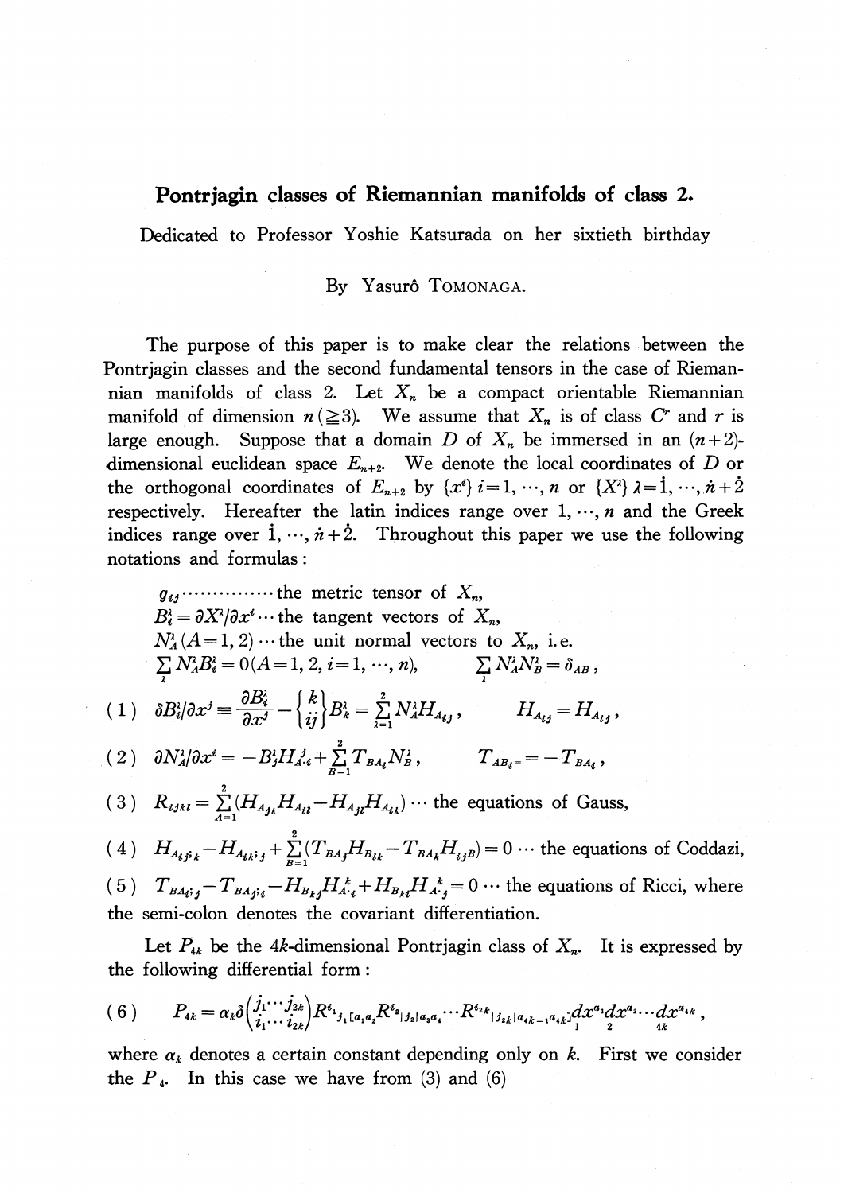# Pontrjagin classes of Riemannian manifolds of class 2.

Dedicated to Professor Yoshie Katsurada on her sixtieth birthday

By Yasurô TOMONAGA.

The purpose of this paper is to make clear the relations between the Pontrjagin classes and the second fundamental tensors in the case of Riemannian manifolds of class 2. Let $X_n$ be a compact orientable Riemannian manifold of dimension $n\,(\geqq 3)$. We assume that $X_n$ is of class $C^r$ and $r$ is large enough. Suppose that a domain $D$ of $X_n$ be immersed in an $(n+2)$-dimensional euclidean space $E_{n+2}$. We denote the local coordinates of $D$ or the orthogonal coordinates of $E_{n+2}$ by $\{x^i\}$ $i=1, \cdots, n$ or $\{X^\lambda\}$ $\lambda=\dot{1}, \cdots, \dot{n}+\dot{2}$ respectively. Hereafter the latin indices range over $1, \cdots, n$ and the Greek indices range over $\dot{1}, \cdots, \dot{n}+\dot{2}$. Throughout this paper we use the following notations and formulas:

$g_{ij}$ $\cdots\cdots\cdots\cdots\cdots$ the metric tensor of $X_n$,

$B_i^\lambda = \partial X^\lambda/\partial x^i \cdots$ the tangent vectors of $X_n$,

$N_A^\lambda\,(A=1, 2) \cdots$ the unit normal vectors to $X_n$, i.e.

$\sum_\lambda N_A^\lambda B_i^\lambda = 0 (A=1, 2, i=1, \cdots, n), \qquad \sum_\lambda N_A^\lambda N_B^\lambda = \delta_{AB}$,

$$(1)\quad \delta B_i^\lambda/\partial x^j \equiv \frac{\partial B_i^\lambda}{\partial x^j} - \left\{ {k \atop ij} \right\} B_k^\lambda = \sum_{\lambda=1}^{2} N_A^\lambda H_{A_{ij}}, \qquad H_{A_{ij}} = H_{A_{ij}},$$

$$(2)\quad \partial N_A^\lambda/\partial x^i = -B_j^\lambda H_{A\cdot i}^{\;j} + \sum_{B=1}^{2} T_{BA_i} N_B^\lambda, \qquad T_{AB_i} = -T_{BA_i},$$

$$(3)\quad R_{ijkl} = \sum_{A=1}^{2} (H_{A_{jk}} H_{A_{il}} - H_{A_{jl}} H_{A_{ik}}) \cdots \text{the equations of Gauss,}$$

$$(4)\quad H_{A_{ij};k} - H_{A_{ik};j} + \sum_{B=1}^{2} (T_{BA_j} H_{B_{ik}} - T_{BA_k} H_{ijB}) = 0 \cdots \text{the equations of Coddazi,}$$

$$(5)\quad T_{BA_i;j} - T_{BA_j;i} - H_{B_{kj}} H_{A\cdot i}^{\;k} + H_{B_{ki}} H_{A\cdot j}^{\;k} = 0 \cdots \text{the equations of Ricci, where}$$

the semi-colon denotes the covariant differentiation.

Let $P_{4k}$ be the $4k$-dimensional Pontrjagin class of $X_n$. It is expressed by the following differential form:

$$(6)\quad P_{4k} = \alpha_k \delta \binom{j_1 \cdots j_{2k}}{i_1 \cdots i_{2k}} R^{i_1}{}_{j_1 [a_1 a_2} R^{i_2}{}_{|j_2| a_3 a_4} \cdots R^{i_{2k}}{}_{|j_{2k}| a_{4k-1} a_{4k}]} \underset{1}{dx^{a_1}} \underset{2}{dx^{a_2}} \cdots \underset{4k}{dx^{a_{4k}}},$$

where $\alpha_k$ denotes a certain constant depending only on $k$. First we consider the $P_4$. In this case we have from (3) and (6)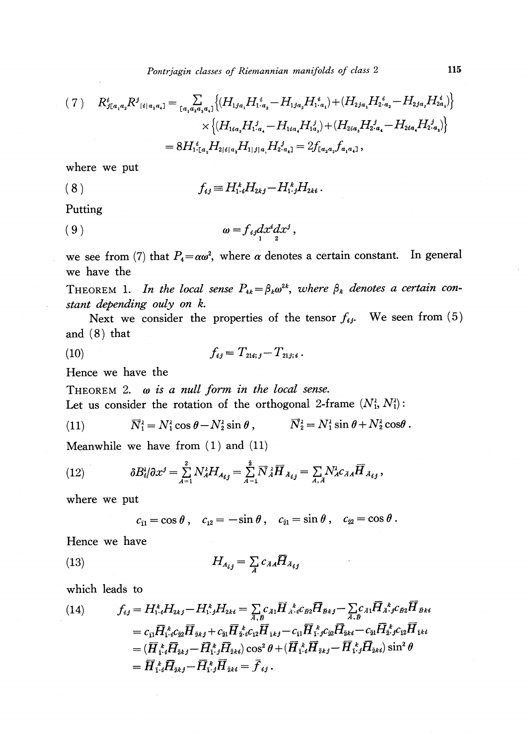$$R^{i}_{j[a_1 a_2} R^{j}{}_{|i| a_3 a_4]} = \sum_{[a_1 a_2 a_3 a_4]} \left\{(H_{1ja_1} H_{1\cdot a_2}^{\ i} - H_{1ja_2} H_{1\cdot a_1}^{\ i}) + (H_{2ja_1} H_{2\cdot a_2}^{\ i} - H_{2ja_2} H_{2a_1}^{\ i})\right\} \tag{7}$$

$$\times \left\{(H_{1ia_3} H_{1\cdot a_4}^{\ j} - H_{1ia_4} H_{1a_3}^{\ j}) + (H_{2ia_3} H_{2\cdot a_4}^{\ j} - H_{2ia_4} H_{2\cdot a_3}^{\ j})\right\}$$

$$= 8 H_{1\cdot [a_2}^{\ i} H_{2|i|a_3} H_{1|j|a_1} H_{2\cdot a_4]}^{\ j} = 2 f_{[a_2 a_3} f_{a_1 a_4]},$$

where we put

$$f_{ij} \equiv H_{1\cdot i}^{\ k} H_{2kj} - H_{1\cdot j}^{\ k} H_{2ki}. \tag{8}$$

Putting

$$\omega = f_{ij} \underset{1}{dx^i} \underset{2}{dx^j}, \tag{9}$$

we see from (7) that $P_4 = \alpha\omega^2$, where $\alpha$ denotes a certain constant. In general we have the

THEOREM 1. *In the local sense $P_{4k} = \beta_k \omega^{2k}$, where $\beta_k$ denotes a certain constant depending ouly on $k$.*

Next we consider the properties of the tensor $f_{ij}$. We seen from (5) and (8) that

$$f_{ij} = T_{21i;j} - T_{21j;i}. \tag{10}$$

Hence we have the

THEOREM 2. *$\omega$ is a null form in the local sense.*

Let us consider the rotation of the orthogonal 2-frame $(N_1^\lambda, N_1^\lambda)$:

$$\bar{N}_1^\lambda = N_1^\lambda \cos\theta - N_2^\lambda \sin\theta, \qquad \bar{N}_2^\lambda = N_1^\lambda \sin\theta + N_2^\lambda \cos\theta. \tag{11}$$

Meanwhile we have from (1) and (11)

$$\delta B_i^\lambda / \partial x^j = \sum_{A=1}^{2} N_A^\lambda H_{Aij} = \sum_{\bar{A}=1}^{\bar{2}} \bar{N}_{\bar{A}}^\lambda \bar{H}_{\bar{A}ij} = \sum_{A,\bar{A}} N_A^\lambda c_{\bar{A}A} \bar{H}_{\bar{A}ij}, \tag{12}$$

where we put

$$c_{\bar{1}1} = \cos\theta, \quad c_{\bar{1}2} = -\sin\theta, \quad c_{\bar{2}1} = \sin\theta, \quad c_{\bar{2}2} = \cos\theta.$$

Hence we have

$$H_{Aij} = \sum_{\bar{A}} c_{\bar{A}A} \bar{H}_{\bar{A}ij} \tag{13}$$

which leads to

$$f_{ij} = H_{1\cdot i}^{\ k} H_{2kj} - H_{1\cdot j}^{\ k} H_{2ki} = \sum_{\bar{A},\bar{B}} c_{\bar{A}1} \bar{H}_{\bar{A}\cdot i}^{\ k} c_{\bar{B}2} \bar{H}_{\bar{B}kj} - \sum_{\bar{A},\bar{B}} c_{\bar{A}1} \bar{H}_{\bar{A}\cdot j}^{\ k} c_{\bar{B}2} \bar{H}_{\bar{B}ki} \tag{14}$$

$$= c_{\bar{1}1} \bar{H}_{\bar{1}\cdot i}^{\ k} c_{\bar{2}2} \bar{H}_{\bar{2}kj} + c_{\bar{2}1} \bar{H}_{\bar{2}\cdot i}^{\ k} c_{\bar{1}2} \bar{H}_{\bar{1}kj} - c_{\bar{1}1} \bar{H}_{\bar{1}\cdot j}^{\ k} c_{\bar{2}2} \bar{H}_{\bar{2}ki} - c_{\bar{2}1} \bar{H}_{\bar{2}\cdot j}^{\ k} c_{\bar{1}2} \bar{H}_{\bar{1}ki}$$

$$= (\bar{H}_{\bar{1}\cdot i}^{\ k} \bar{H}_{\bar{2}kj} - \bar{H}_{\bar{1}\cdot j}^{\ k} \bar{H}_{\bar{2}ki}) \cos^2\theta + (\bar{H}_{\bar{1}\cdot i}^{\ k} \bar{H}_{\bar{2}kj} - \bar{H}_{\bar{1}\cdot j}^{\ k} \bar{H}_{\bar{2}ki}) \sin^2\theta$$

$$= \bar{H}_{\bar{1}\cdot i}^{\ k} \bar{H}_{\bar{2}kj} - \bar{H}_{\bar{1}\cdot j}^{\ k} \bar{H}_{\bar{2}ki} = \bar{f}_{ij}.$$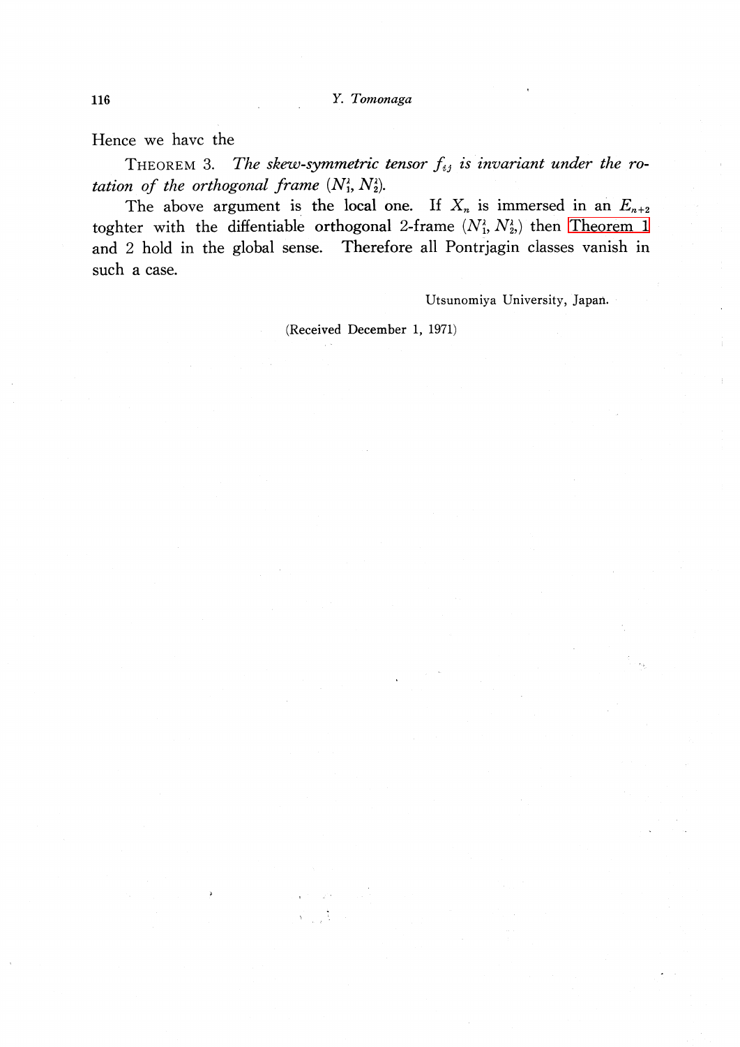Hence we havc the

THEOREM 3. *The skew-symmetric tensor $f_{ij}$ is invariant under the rotation of the orthogonal frame $(N_1^\lambda, N_2^\lambda)$.*

The above argument is the local one. If $X_n$ is immersed in an $E_{n+2}$ toghter with the diffentiable orthogonal 2-frame $(N_1^\lambda, N_2^\lambda,)$ then Theorem 1 and 2 hold in the global sense. Therefore all Pontrjagin classes vanish in such a case.

Utsunomiya University, Japan.

(Received December 1, 1971)